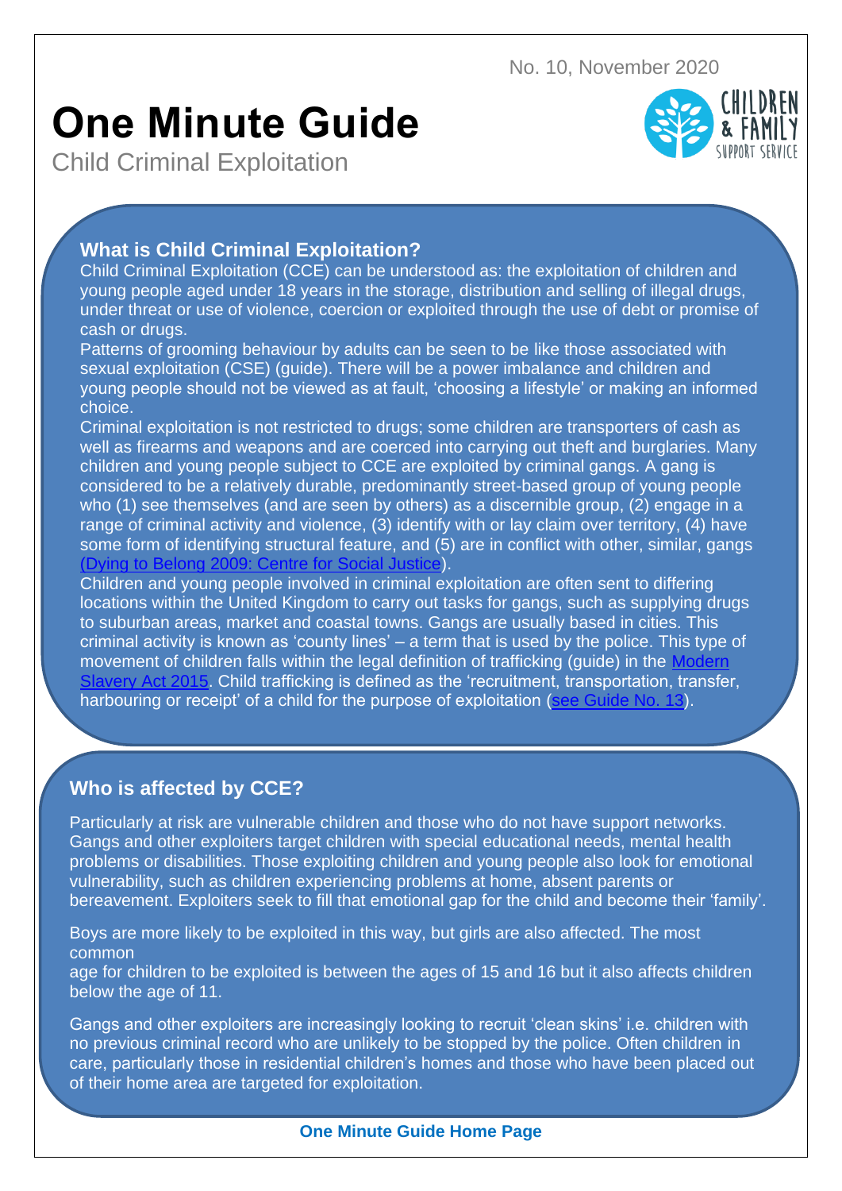No. 10, November 2020

# One Minute Guide

Child Criminal Exploitation

CHILDREN & FAMILY SUPPORT SERVICE

## What is Child Criminal Exploitation?

Child Criminal Exploitation (CCE) can be understood as: the exploitation of children and young people aged under 18 years in the storage, distribution and selling of illegal drugs, under threat or use of violence, coercion or exploited through the use of debt or promise of cash or drugs.

Patterns of grooming behaviour by adults can be seen to be like those associated with sexual exploitation (CSE) (guide). There will be a power imbalance and children and young people should not be viewed as at fault, 'choosing a lifestyle' or making an informed choice.

Criminal exploitation is not restricted to drugs; some children are transporters of cash as well as firearms and weapons and are coerced into carrying out theft and burglaries. Many children and young people subject to CCE are exploited by criminal gangs. A gang is considered to be a relatively durable, predominantly street-based group of young people who (1) see themselves (and are seen by others) as a discernible group, (2) engage in a range of criminal activity and violence, (3) identify with or lay claim over territory, (4) have some form of identifying structural feature, and (5) are in conflict with other, similar, gangs (Dying to Belong 2009: Centre for Social Justice).

Children and young people involved in criminal exploitation are often sent to differing locations within the United Kingdom to carry out tasks for gangs, such as supplying drugs to suburban areas, market and coastal towns. Gangs are usually based in cities. This criminal activity is known as 'county lines' – a term that is used by the police. This type of movement of children falls within the legal definition of trafficking (guide) in the Modern Slavery Act 2015. Child trafficking is defined as the 'recruitment, transportation, transfer, harbouring or receipt' of a child for the purpose of exploitation (see Guide No. 13).

## Who is affected by CCE?

Particularly at risk are vulnerable children and those who do not have support networks. Gangs and other exploiters target children with special educational needs, mental health problems or disabilities. Those exploiting children and young people also look for emotional vulnerability, such as children experiencing problems at home, absent parents or bereavement. Exploiters seek to fill that emotional gap for the child and become their 'family'.

Boys are more likely to be exploited in this way, but girls are also affected. The most common age for children to be exploited is between the ages of 15 and 16 but it also affects children below the age of 11.

Gangs and other exploiters are increasingly looking to recruit 'clean skins' i.e. children with no previous criminal record who are unlikely to be stopped by the police. Often children in care, particularly those in residential children's homes and those who have been placed out of their home area are targeted for exploitation.

**One Minute Guide Home Page**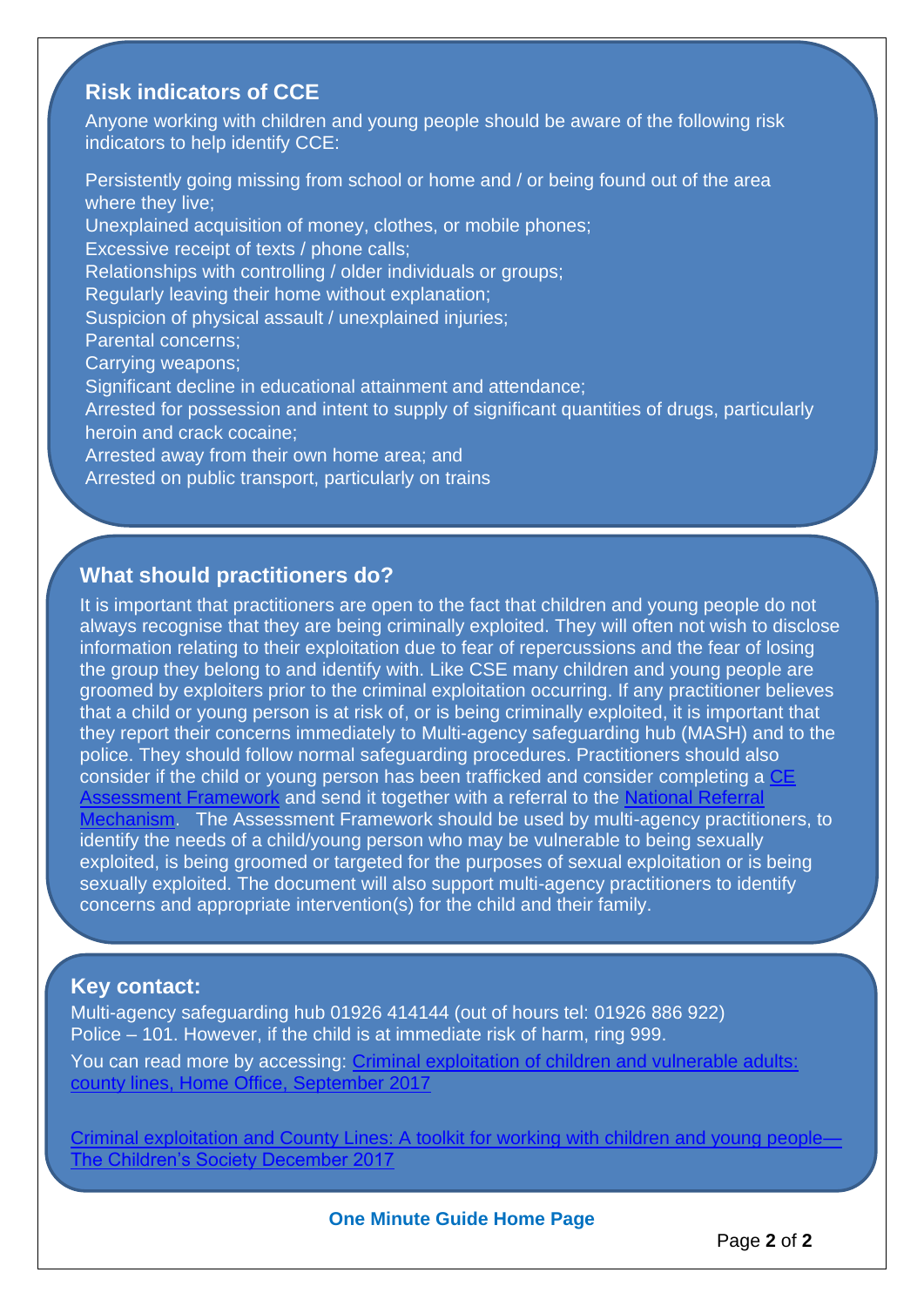## Risk indicators of CCE

Anyone working with children and young people should be aware of the following risk indicators to help identify CCE:

Persistently going missing from school or home and / or being found out of the area where they live;
Unexplained acquisition of money, clothes, or mobile phones;
Excessive receipt of texts / phone calls;
Relationships with controlling / older individuals or groups;
Regularly leaving their home without explanation;
Suspicion of physical assault / unexplained injuries;
Parental concerns;
Carrying weapons;
Significant decline in educational attainment and attendance;
Arrested for possession and intent to supply of significant quantities of drugs, particularly heroin and crack cocaine;
Arrested away from their own home area; and
Arrested on public transport, particularly on trains

## What should practitioners do?

It is important that practitioners are open to the fact that children and young people do not always recognise that they are being criminally exploited. They will often not wish to disclose information relating to their exploitation due to fear of repercussions and the fear of losing the group they belong to and identify with. Like CSE many children and young people are groomed by exploiters prior to the criminal exploitation occurring. If any practitioner believes that a child or young person is at risk of, or is being criminally exploited, it is important that they report their concerns immediately to Multi-agency safeguarding hub (MASH) and to the police. They should follow normal safeguarding procedures. Practitioners should also consider if the child or young person has been trafficked and consider completing a CE Assessment Framework and send it together with a referral to the National Referral Mechanism. The Assessment Framework should be used by multi-agency practitioners, to identify the needs of a child/young person who may be vulnerable to being sexually exploited, is being groomed or targeted for the purposes of sexual exploitation or is being sexually exploited. The document will also support multi-agency practitioners to identify concerns and appropriate intervention(s) for the child and their family.

## Key contact:

Multi-agency safeguarding hub 01926 414144 (out of hours tel: 01926 886 922)
Police – 101. However, if the child is at immediate risk of harm, ring 999.

You can read more by accessing: Criminal exploitation of children and vulnerable adults: county lines, Home Office, September 2017

Criminal exploitation and County Lines: A toolkit for working with children and young people—The Children's Society December 2017

**One Minute Guide Home Page**